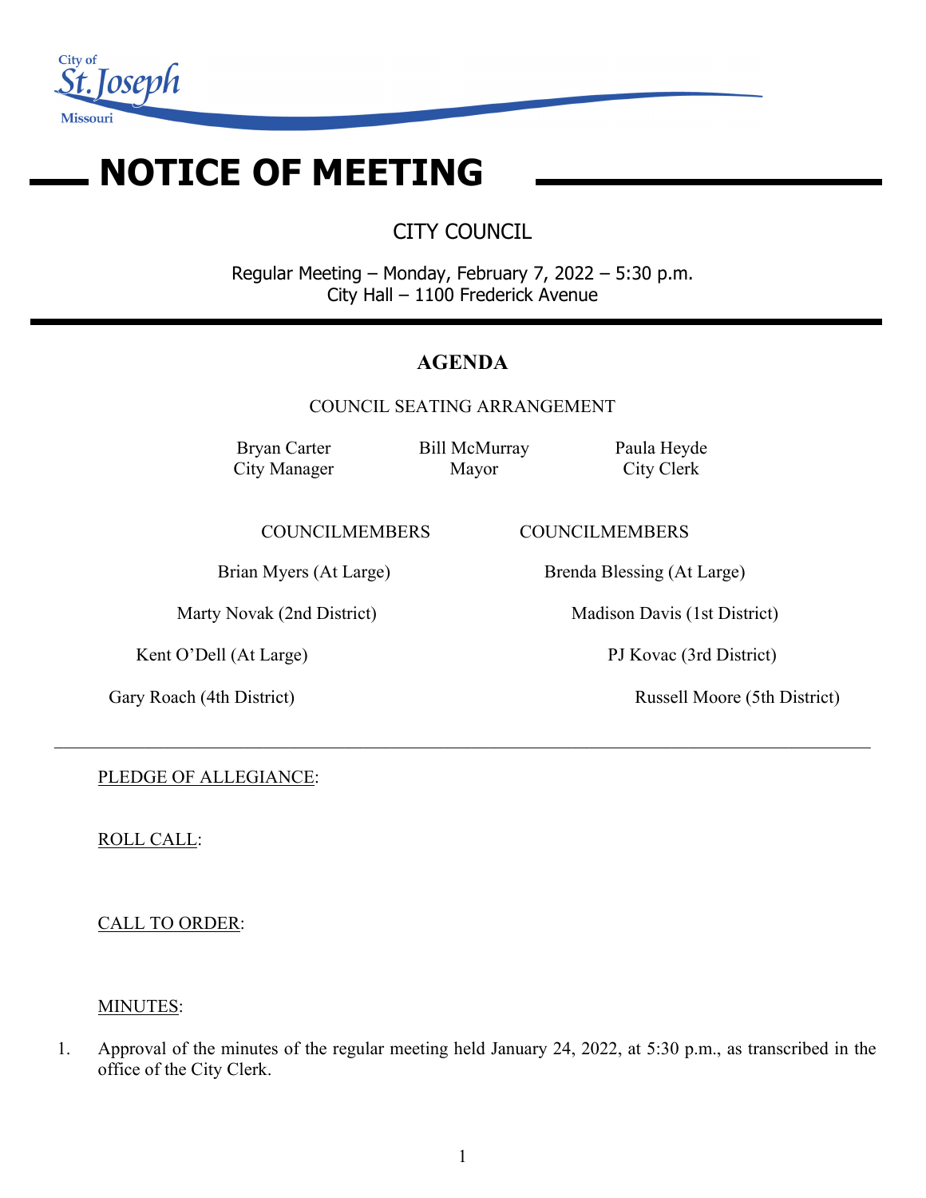City of St. Joseph Missouri

# NOTICE OF MEETING

## CITY COUNCIL

Regular Meeting – Monday, February 7, 2022 – 5:30 p.m.
City Hall – 1100 Frederick Avenue

## AGENDA

COUNCIL SEATING ARRANGEMENT

| Bryan Carter | Bill McMurray | Paula Heyde |
|---|---|---|
| City Manager | Mayor | City Clerk |

| COUNCILMEMBERS | COUNCILMEMBERS |
|---|---|
| Brian Myers (At Large) | Brenda Blessing (At Large) |
| Marty Novak (2nd District) | Madison Davis (1st District) |
| Kent O'Dell (At Large) | PJ Kovac (3rd District) |
| Gary Roach (4th District) | Russell Moore (5th District) |

---

PLEDGE OF ALLEGIANCE:

ROLL CALL:

CALL TO ORDER:

MINUTES:

1. Approval of the minutes of the regular meeting held January 24, 2022, at 5:30 p.m., as transcribed in the office of the City Clerk.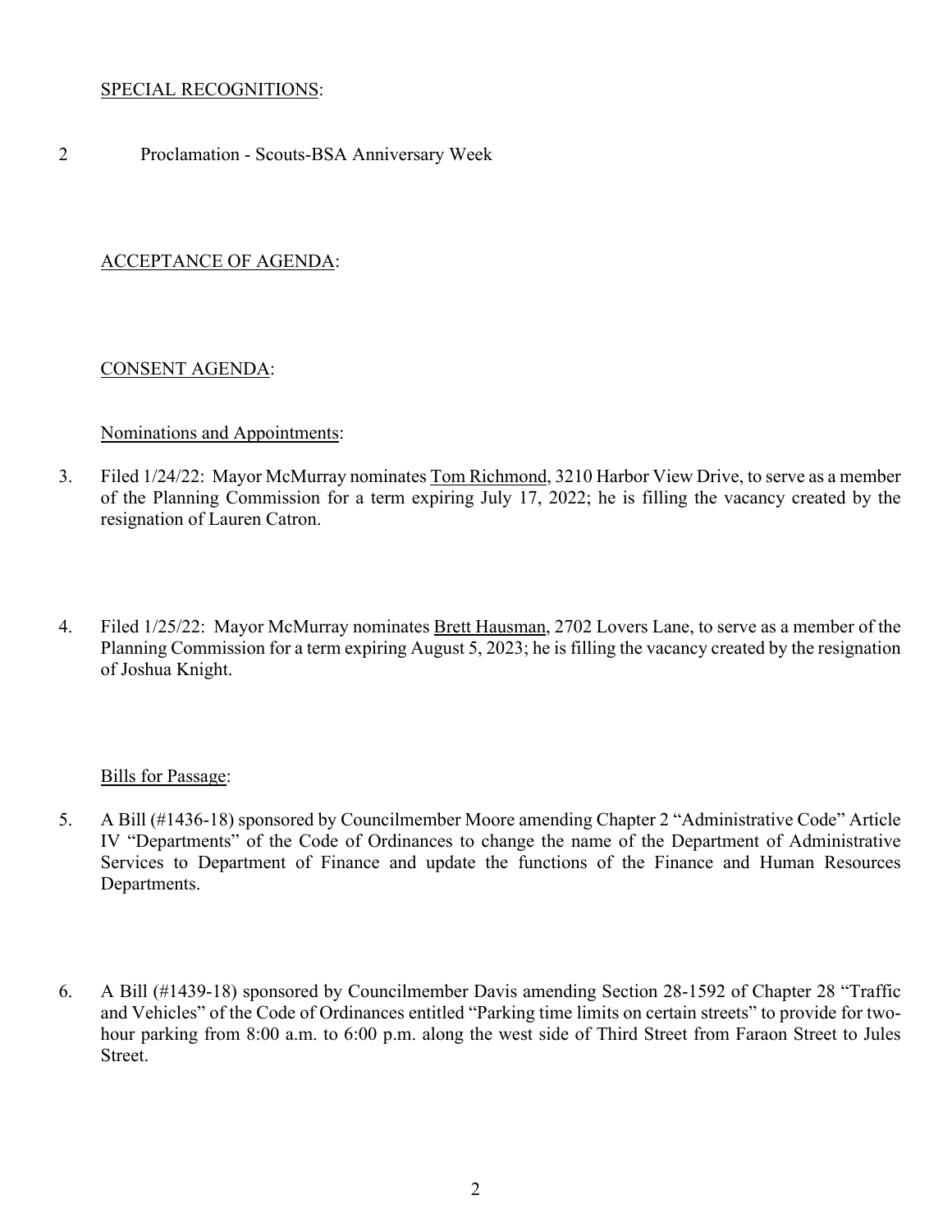<u>SPECIAL RECOGNITIONS</u>:

2 Proclamation - Scouts-BSA Anniversary Week

<u>ACCEPTANCE OF AGENDA</u>:

<u>CONSENT AGENDA</u>:

<u>Nominations and Appointments</u>:

3. Filed 1/24/22: Mayor McMurray nominates <u>Tom Richmond</u>, 3210 Harbor View Drive, to serve as a member of the Planning Commission for a term expiring July 17, 2022; he is filling the vacancy created by the resignation of Lauren Catron.

4. Filed 1/25/22: Mayor McMurray nominates <u>Brett Hausman</u>, 2702 Lovers Lane, to serve as a member of the Planning Commission for a term expiring August 5, 2023; he is filling the vacancy created by the resignation of Joshua Knight.

<u>Bills for Passage</u>:

5. A Bill (#1436-18) sponsored by Councilmember Moore amending Chapter 2 "Administrative Code" Article IV "Departments" of the Code of Ordinances to change the name of the Department of Administrative Services to Department of Finance and update the functions of the Finance and Human Resources Departments.

6. A Bill (#1439-18) sponsored by Councilmember Davis amending Section 28-1592 of Chapter 28 "Traffic and Vehicles" of the Code of Ordinances entitled "Parking time limits on certain streets" to provide for two-hour parking from 8:00 a.m. to 6:00 p.m. along the west side of Third Street from Faraon Street to Jules Street.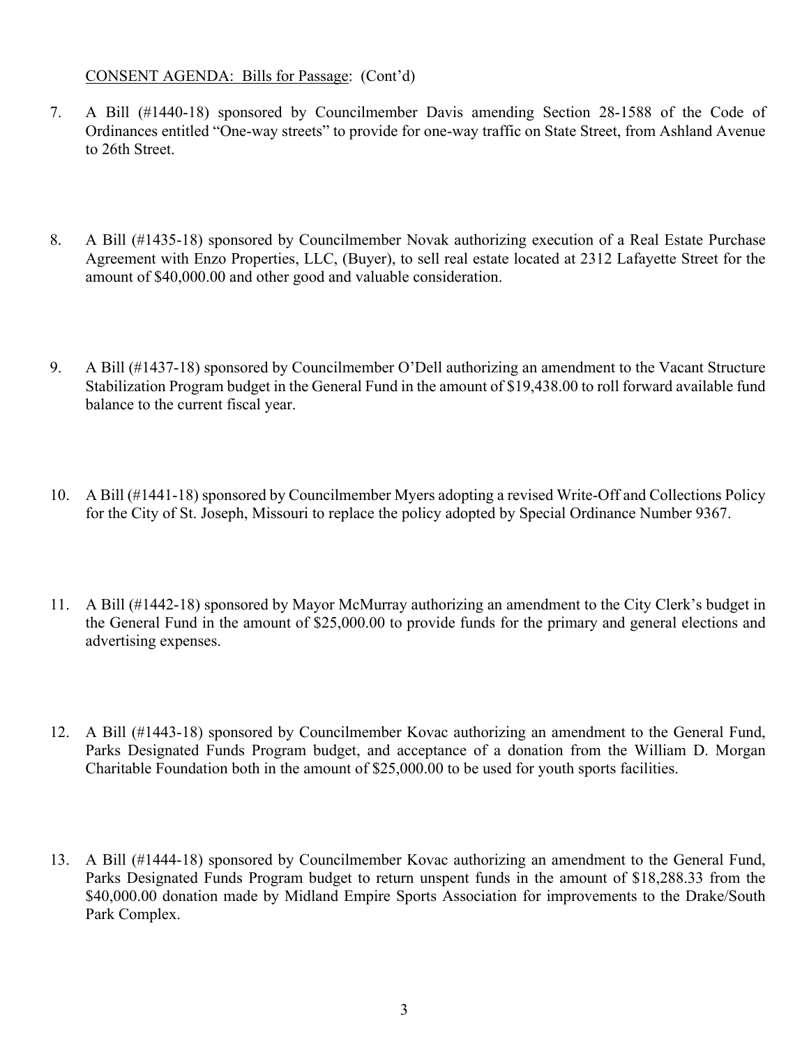CONSENT AGENDA: Bills for Passage: (Cont'd)

7. A Bill (#1440-18) sponsored by Councilmember Davis amending Section 28-1588 of the Code of Ordinances entitled "One-way streets" to provide for one-way traffic on State Street, from Ashland Avenue to 26th Street.

8. A Bill (#1435-18) sponsored by Councilmember Novak authorizing execution of a Real Estate Purchase Agreement with Enzo Properties, LLC, (Buyer), to sell real estate located at 2312 Lafayette Street for the amount of $40,000.00 and other good and valuable consideration.

9. A Bill (#1437-18) sponsored by Councilmember O'Dell authorizing an amendment to the Vacant Structure Stabilization Program budget in the General Fund in the amount of $19,438.00 to roll forward available fund balance to the current fiscal year.

10. A Bill (#1441-18) sponsored by Councilmember Myers adopting a revised Write-Off and Collections Policy for the City of St. Joseph, Missouri to replace the policy adopted by Special Ordinance Number 9367.

11. A Bill (#1442-18) sponsored by Mayor McMurray authorizing an amendment to the City Clerk's budget in the General Fund in the amount of $25,000.00 to provide funds for the primary and general elections and advertising expenses.

12. A Bill (#1443-18) sponsored by Councilmember Kovac authorizing an amendment to the General Fund, Parks Designated Funds Program budget, and acceptance of a donation from the William D. Morgan Charitable Foundation both in the amount of $25,000.00 to be used for youth sports facilities.

13. A Bill (#1444-18) sponsored by Councilmember Kovac authorizing an amendment to the General Fund, Parks Designated Funds Program budget to return unspent funds in the amount of $18,288.33 from the $40,000.00 donation made by Midland Empire Sports Association for improvements to the Drake/South Park Complex.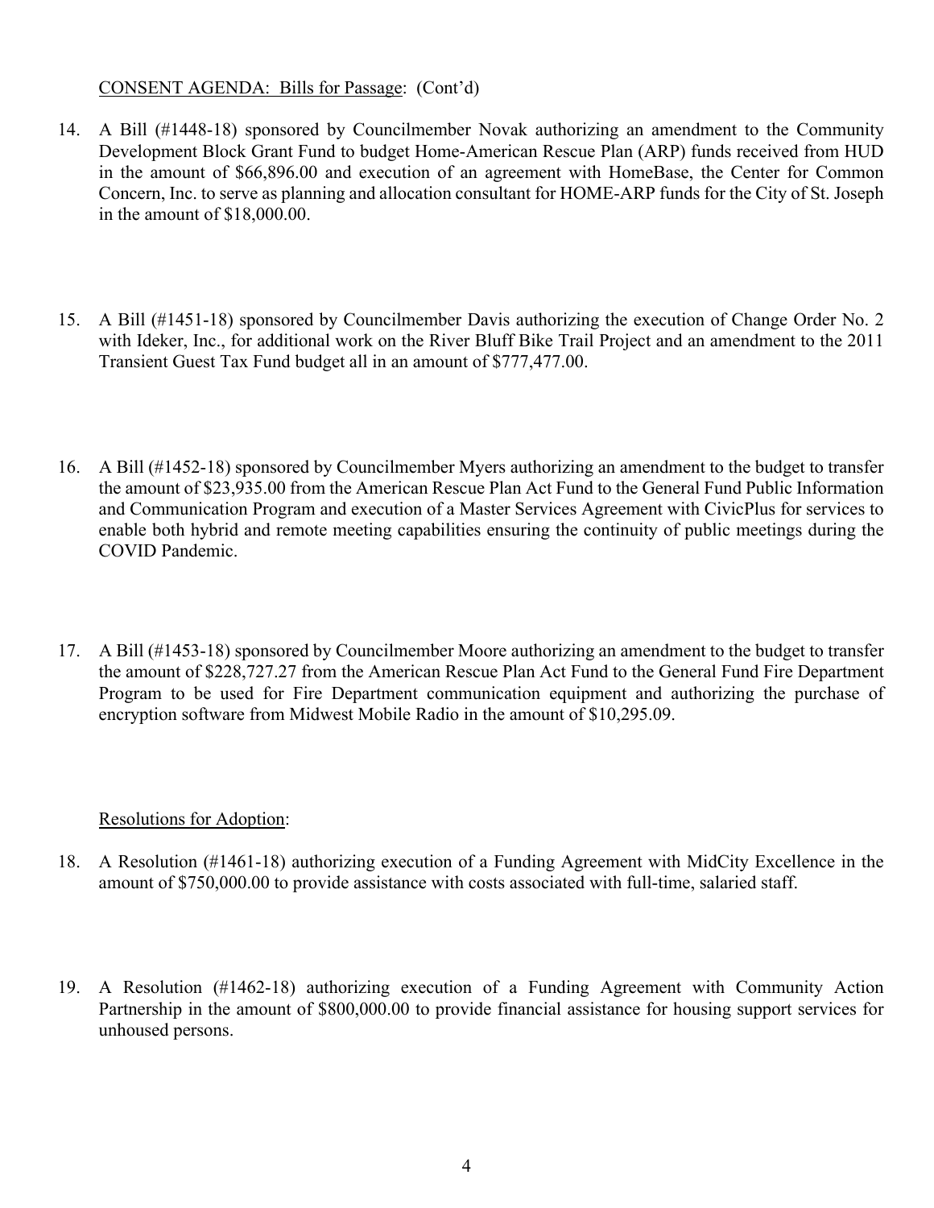CONSENT AGENDA: Bills for Passage: (Cont'd)

14. A Bill (#1448-18) sponsored by Councilmember Novak authorizing an amendment to the Community Development Block Grant Fund to budget Home-American Rescue Plan (ARP) funds received from HUD in the amount of $66,896.00 and execution of an agreement with HomeBase, the Center for Common Concern, Inc. to serve as planning and allocation consultant for HOME-ARP funds for the City of St. Joseph in the amount of $18,000.00.

15. A Bill (#1451-18) sponsored by Councilmember Davis authorizing the execution of Change Order No. 2 with Ideker, Inc., for additional work on the River Bluff Bike Trail Project and an amendment to the 2011 Transient Guest Tax Fund budget all in an amount of $777,477.00.

16. A Bill (#1452-18) sponsored by Councilmember Myers authorizing an amendment to the budget to transfer the amount of $23,935.00 from the American Rescue Plan Act Fund to the General Fund Public Information and Communication Program and execution of a Master Services Agreement with CivicPlus for services to enable both hybrid and remote meeting capabilities ensuring the continuity of public meetings during the COVID Pandemic.

17. A Bill (#1453-18) sponsored by Councilmember Moore authorizing an amendment to the budget to transfer the amount of $228,727.27 from the American Rescue Plan Act Fund to the General Fund Fire Department Program to be used for Fire Department communication equipment and authorizing the purchase of encryption software from Midwest Mobile Radio in the amount of $10,295.09.

Resolutions for Adoption:

18. A Resolution (#1461-18) authorizing execution of a Funding Agreement with MidCity Excellence in the amount of $750,000.00 to provide assistance with costs associated with full-time, salaried staff.

19. A Resolution (#1462-18) authorizing execution of a Funding Agreement with Community Action Partnership in the amount of $800,000.00 to provide financial assistance for housing support services for unhoused persons.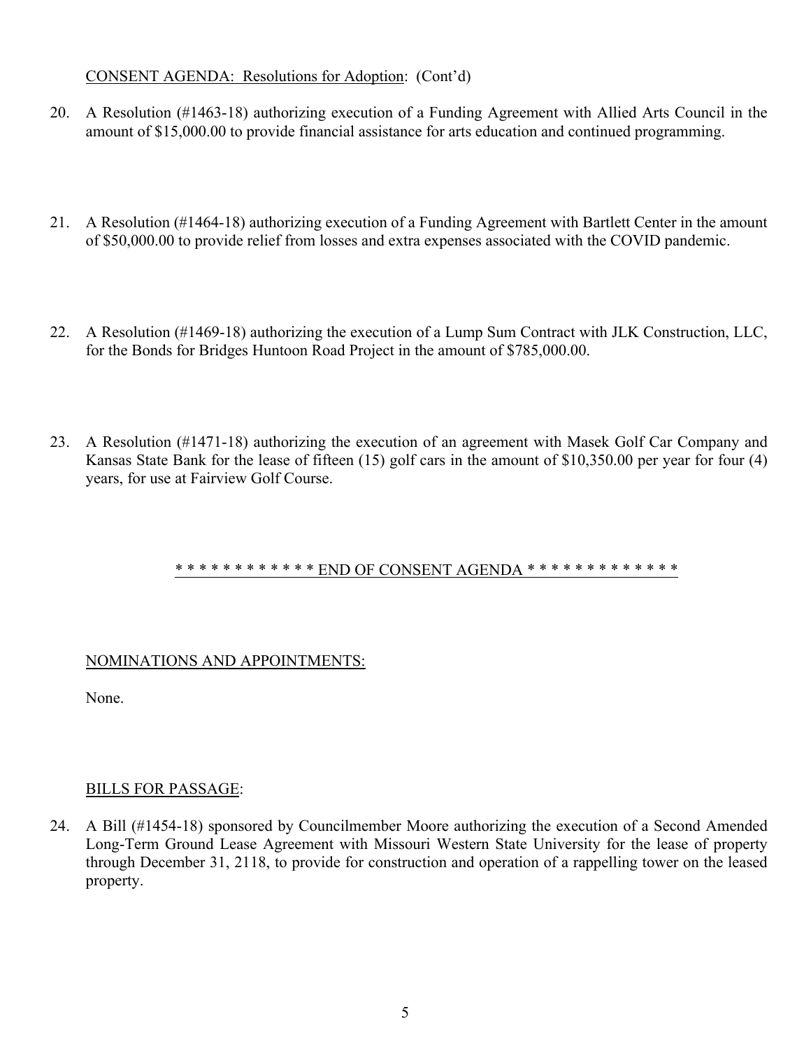CONSENT AGENDA: Resolutions for Adoption: (Cont'd)

20. A Resolution (#1463-18) authorizing execution of a Funding Agreement with Allied Arts Council in the amount of $15,000.00 to provide financial assistance for arts education and continued programming.

21. A Resolution (#1464-18) authorizing execution of a Funding Agreement with Bartlett Center in the amount of $50,000.00 to provide relief from losses and extra expenses associated with the COVID pandemic.

22. A Resolution (#1469-18) authorizing the execution of a Lump Sum Contract with JLK Construction, LLC, for the Bonds for Bridges Huntoon Road Project in the amount of $785,000.00.

23. A Resolution (#1471-18) authorizing the execution of an agreement with Masek Golf Car Company and Kansas State Bank for the lease of fifteen (15) golf cars in the amount of $10,350.00 per year for four (4) years, for use at Fairview Golf Course.

* * * * * * * * * * * * END OF CONSENT AGENDA * * * * * * * * * * * * *

NOMINATIONS AND APPOINTMENTS:

None.

BILLS FOR PASSAGE:

24. A Bill (#1454-18) sponsored by Councilmember Moore authorizing the execution of a Second Amended Long-Term Ground Lease Agreement with Missouri Western State University for the lease of property through December 31, 2118, to provide for construction and operation of a rappelling tower on the leased property.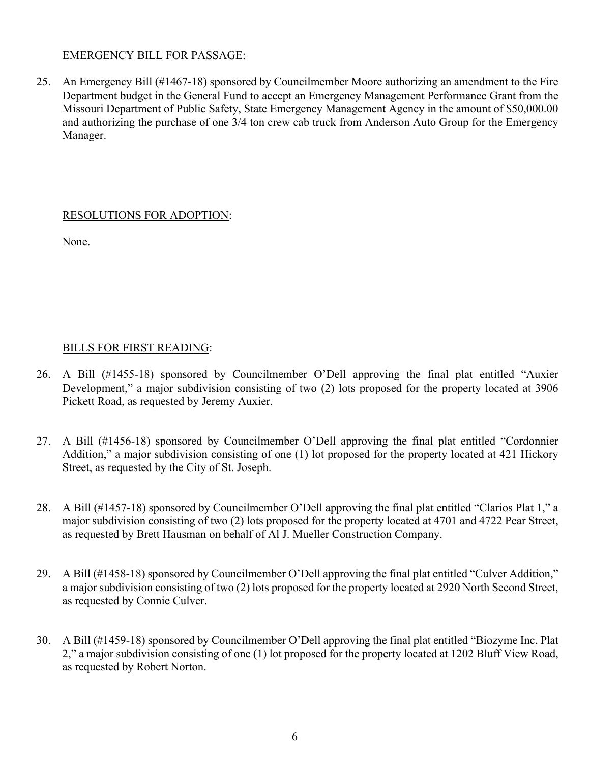EMERGENCY BILL FOR PASSAGE:

25. An Emergency Bill (#1467-18) sponsored by Councilmember Moore authorizing an amendment to the Fire Department budget in the General Fund to accept an Emergency Management Performance Grant from the Missouri Department of Public Safety, State Emergency Management Agency in the amount of $50,000.00 and authorizing the purchase of one 3/4 ton crew cab truck from Anderson Auto Group for the Emergency Manager.

RESOLUTIONS FOR ADOPTION:

None.

BILLS FOR FIRST READING:

26. A Bill (#1455-18) sponsored by Councilmember O'Dell approving the final plat entitled "Auxier Development," a major subdivision consisting of two (2) lots proposed for the property located at 3906 Pickett Road, as requested by Jeremy Auxier.

27. A Bill (#1456-18) sponsored by Councilmember O'Dell approving the final plat entitled "Cordonnier Addition," a major subdivision consisting of one (1) lot proposed for the property located at 421 Hickory Street, as requested by the City of St. Joseph.

28. A Bill (#1457-18) sponsored by Councilmember O'Dell approving the final plat entitled "Clarios Plat 1," a major subdivision consisting of two (2) lots proposed for the property located at 4701 and 4722 Pear Street, as requested by Brett Hausman on behalf of Al J. Mueller Construction Company.

29. A Bill (#1458-18) sponsored by Councilmember O'Dell approving the final plat entitled "Culver Addition," a major subdivision consisting of two (2) lots proposed for the property located at 2920 North Second Street, as requested by Connie Culver.

30. A Bill (#1459-18) sponsored by Councilmember O'Dell approving the final plat entitled "Biozyme Inc, Plat 2," a major subdivision consisting of one (1) lot proposed for the property located at 1202 Bluff View Road, as requested by Robert Norton.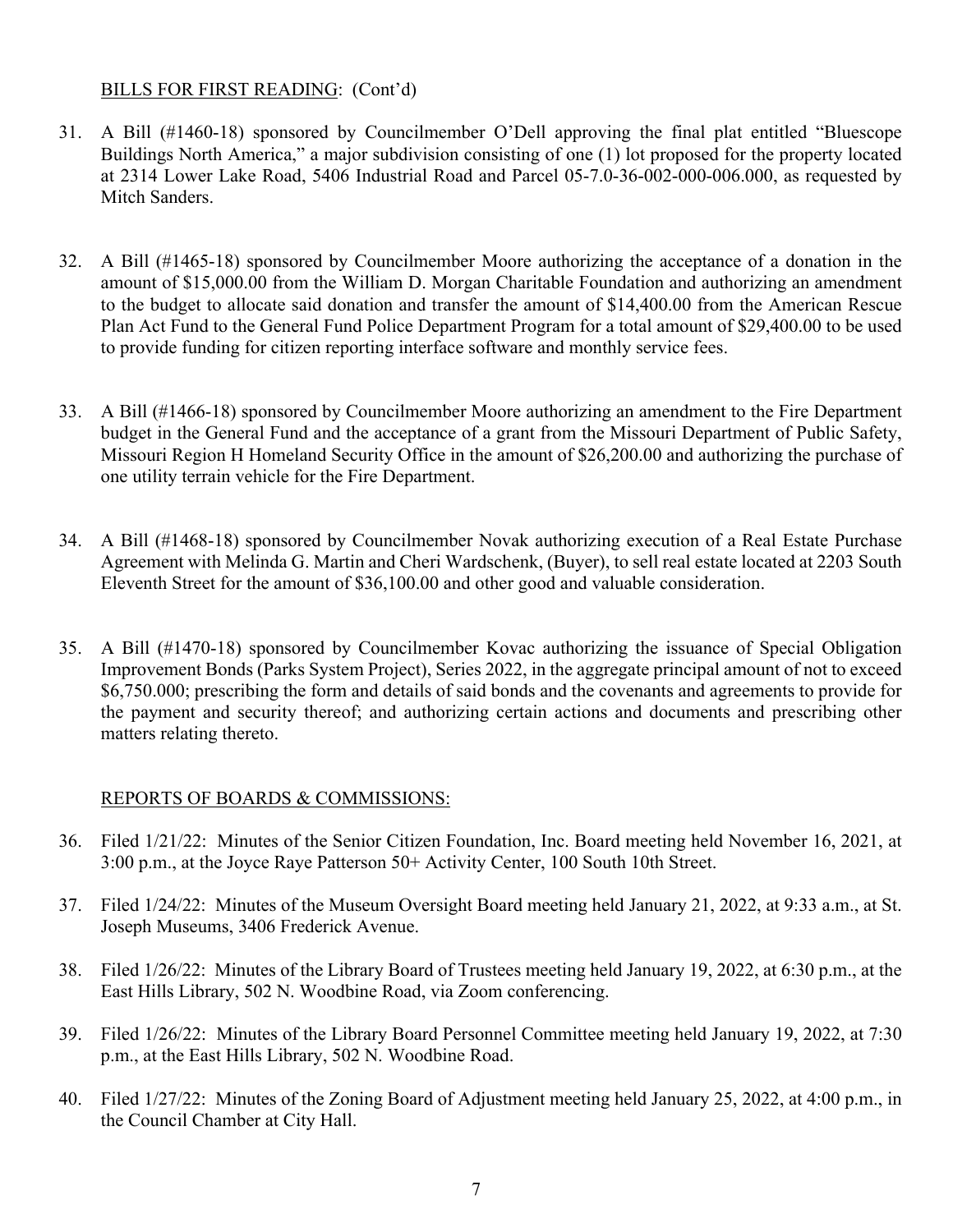BILLS FOR FIRST READING: (Cont'd)

31. A Bill (#1460-18) sponsored by Councilmember O'Dell approving the final plat entitled "Bluescope Buildings North America," a major subdivision consisting of one (1) lot proposed for the property located at 2314 Lower Lake Road, 5406 Industrial Road and Parcel 05-7.0-36-002-000-006.000, as requested by Mitch Sanders.

32. A Bill (#1465-18) sponsored by Councilmember Moore authorizing the acceptance of a donation in the amount of $15,000.00 from the William D. Morgan Charitable Foundation and authorizing an amendment to the budget to allocate said donation and transfer the amount of $14,400.00 from the American Rescue Plan Act Fund to the General Fund Police Department Program for a total amount of $29,400.00 to be used to provide funding for citizen reporting interface software and monthly service fees.

33. A Bill (#1466-18) sponsored by Councilmember Moore authorizing an amendment to the Fire Department budget in the General Fund and the acceptance of a grant from the Missouri Department of Public Safety, Missouri Region H Homeland Security Office in the amount of $26,200.00 and authorizing the purchase of one utility terrain vehicle for the Fire Department.

34. A Bill (#1468-18) sponsored by Councilmember Novak authorizing execution of a Real Estate Purchase Agreement with Melinda G. Martin and Cheri Wardschenk, (Buyer), to sell real estate located at 2203 South Eleventh Street for the amount of $36,100.00 and other good and valuable consideration.

35. A Bill (#1470-18) sponsored by Councilmember Kovac authorizing the issuance of Special Obligation Improvement Bonds (Parks System Project), Series 2022, in the aggregate principal amount of not to exceed $6,750.000; prescribing the form and details of said bonds and the covenants and agreements to provide for the payment and security thereof; and authorizing certain actions and documents and prescribing other matters relating thereto.

REPORTS OF BOARDS & COMMISSIONS:

36. Filed 1/21/22: Minutes of the Senior Citizen Foundation, Inc. Board meeting held November 16, 2021, at 3:00 p.m., at the Joyce Raye Patterson 50+ Activity Center, 100 South 10th Street.

37. Filed 1/24/22: Minutes of the Museum Oversight Board meeting held January 21, 2022, at 9:33 a.m., at St. Joseph Museums, 3406 Frederick Avenue.

38. Filed 1/26/22: Minutes of the Library Board of Trustees meeting held January 19, 2022, at 6:30 p.m., at the East Hills Library, 502 N. Woodbine Road, via Zoom conferencing.

39. Filed 1/26/22: Minutes of the Library Board Personnel Committee meeting held January 19, 2022, at 7:30 p.m., at the East Hills Library, 502 N. Woodbine Road.

40. Filed 1/27/22: Minutes of the Zoning Board of Adjustment meeting held January 25, 2022, at 4:00 p.m., in the Council Chamber at City Hall.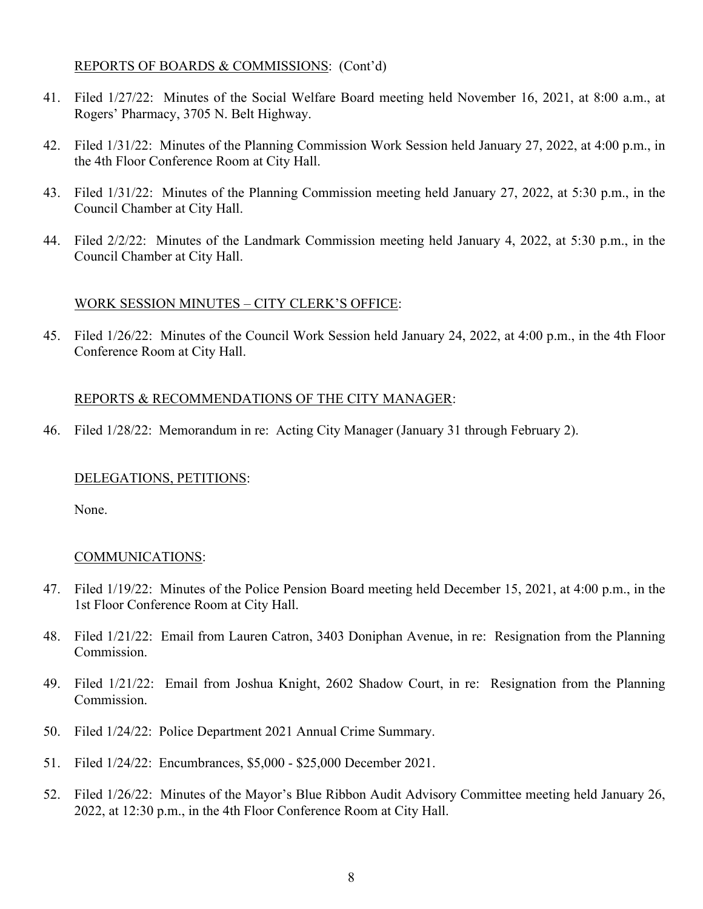REPORTS OF BOARDS & COMMISSIONS: (Cont'd)

41. Filed 1/27/22: Minutes of the Social Welfare Board meeting held November 16, 2021, at 8:00 a.m., at Rogers' Pharmacy, 3705 N. Belt Highway.

42. Filed 1/31/22: Minutes of the Planning Commission Work Session held January 27, 2022, at 4:00 p.m., in the 4th Floor Conference Room at City Hall.

43. Filed 1/31/22: Minutes of the Planning Commission meeting held January 27, 2022, at 5:30 p.m., in the Council Chamber at City Hall.

44. Filed 2/2/22: Minutes of the Landmark Commission meeting held January 4, 2022, at 5:30 p.m., in the Council Chamber at City Hall.

WORK SESSION MINUTES – CITY CLERK'S OFFICE:

45. Filed 1/26/22: Minutes of the Council Work Session held January 24, 2022, at 4:00 p.m., in the 4th Floor Conference Room at City Hall.

REPORTS & RECOMMENDATIONS OF THE CITY MANAGER:

46. Filed 1/28/22: Memorandum in re: Acting City Manager (January 31 through February 2).

DELEGATIONS, PETITIONS:

None.

COMMUNICATIONS:

47. Filed 1/19/22: Minutes of the Police Pension Board meeting held December 15, 2021, at 4:00 p.m., in the 1st Floor Conference Room at City Hall.

48. Filed 1/21/22: Email from Lauren Catron, 3403 Doniphan Avenue, in re: Resignation from the Planning Commission.

49. Filed 1/21/22: Email from Joshua Knight, 2602 Shadow Court, in re: Resignation from the Planning Commission.

50. Filed 1/24/22: Police Department 2021 Annual Crime Summary.

51. Filed 1/24/22: Encumbrances, $5,000 - $25,000 December 2021.

52. Filed 1/26/22: Minutes of the Mayor's Blue Ribbon Audit Advisory Committee meeting held January 26, 2022, at 12:30 p.m., in the 4th Floor Conference Room at City Hall.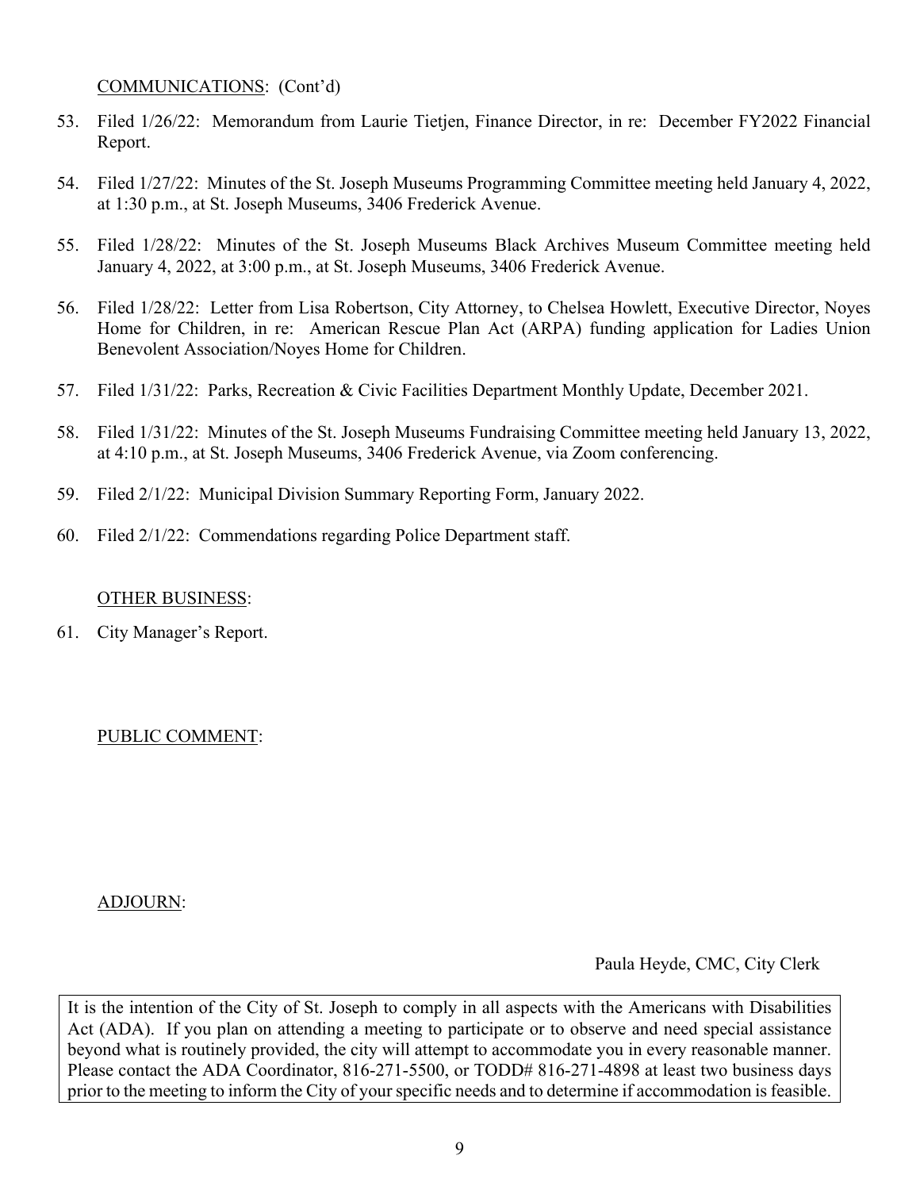COMMUNICATIONS: (Cont'd)

53. Filed 1/26/22: Memorandum from Laurie Tietjen, Finance Director, in re: December FY2022 Financial Report.

54. Filed 1/27/22: Minutes of the St. Joseph Museums Programming Committee meeting held January 4, 2022, at 1:30 p.m., at St. Joseph Museums, 3406 Frederick Avenue.

55. Filed 1/28/22: Minutes of the St. Joseph Museums Black Archives Museum Committee meeting held January 4, 2022, at 3:00 p.m., at St. Joseph Museums, 3406 Frederick Avenue.

56. Filed 1/28/22: Letter from Lisa Robertson, City Attorney, to Chelsea Howlett, Executive Director, Noyes Home for Children, in re: American Rescue Plan Act (ARPA) funding application for Ladies Union Benevolent Association/Noyes Home for Children.

57. Filed 1/31/22: Parks, Recreation & Civic Facilities Department Monthly Update, December 2021.

58. Filed 1/31/22: Minutes of the St. Joseph Museums Fundraising Committee meeting held January 13, 2022, at 4:10 p.m., at St. Joseph Museums, 3406 Frederick Avenue, via Zoom conferencing.

59. Filed 2/1/22: Municipal Division Summary Reporting Form, January 2022.

60. Filed 2/1/22: Commendations regarding Police Department staff.

OTHER BUSINESS:

61. City Manager's Report.

PUBLIC COMMENT:

ADJOURN:

Paula Heyde, CMC, City Clerk

It is the intention of the City of St. Joseph to comply in all aspects with the Americans with Disabilities Act (ADA). If you plan on attending a meeting to participate or to observe and need special assistance beyond what is routinely provided, the city will attempt to accommodate you in every reasonable manner. Please contact the ADA Coordinator, 816-271-5500, or TODD# 816-271-4898 at least two business days prior to the meeting to inform the City of your specific needs and to determine if accommodation is feasible.